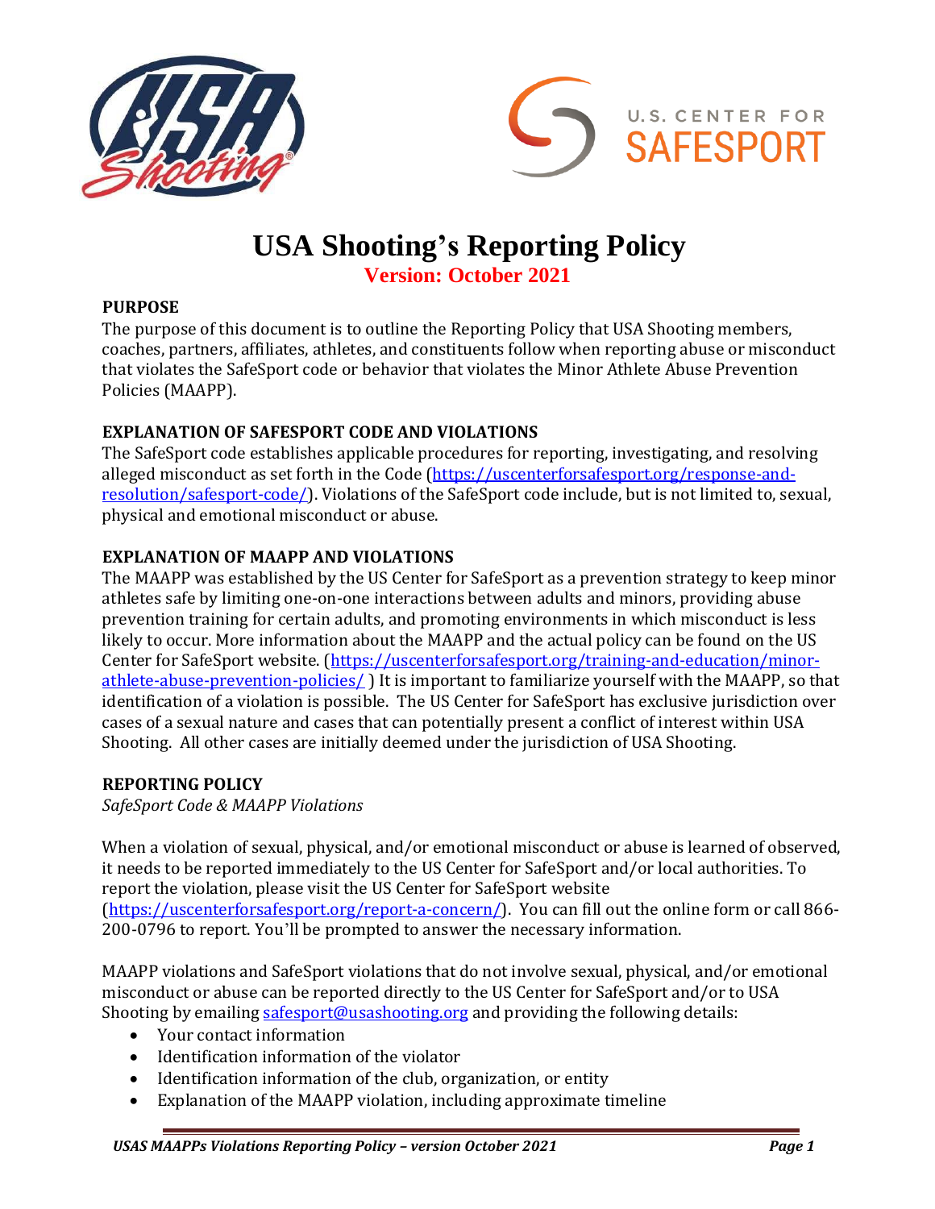# USA Shooting's Reporting Policy

**Version: October 2021**

## PURPOSE

The purpose of this document is to outline the Reporting Policy that USA Shooting members, coaches, partners, affiliates, athletes, and constituents follow when reporting abuse or misconduct that violates the SafeSport code or behavior that violates the Minor Athlete Abuse Prevention Policies (MAAPP).

## EXPLANATION OF SAFESPORT CODE AND VIOLATIONS

The SafeSport code establishes applicable procedures for reporting, investigating, and resolving alleged misconduct as set forth in the Code (https://uscenterforsafesport.org/response-and-resolution/safesport-code/). Violations of the SafeSport code include, but is not limited to, sexual, physical and emotional misconduct or abuse.

## EXPLANATION OF MAAPP AND VIOLATIONS

The MAAPP was established by the US Center for SafeSport as a prevention strategy to keep minor athletes safe by limiting one-on-one interactions between adults and minors, providing abuse prevention training for certain adults, and promoting environments in which misconduct is less likely to occur. More information about the MAAPP and the actual policy can be found on the US Center for SafeSport website. (https://uscenterforsafesport.org/training-and-education/minor-athlete-abuse-prevention-policies/ ) It is important to familiarize yourself with the MAAPP, so that identification of a violation is possible. The US Center for SafeSport has exclusive jurisdiction over cases of a sexual nature and cases that can potentially present a conflict of interest within USA Shooting. All other cases are initially deemed under the jurisdiction of USA Shooting.

## REPORTING POLICY

*SafeSport Code & MAAPP Violations*

When a violation of sexual, physical, and/or emotional misconduct or abuse is learned of observed, it needs to be reported immediately to the US Center for SafeSport and/or local authorities. To report the violation, please visit the US Center for SafeSport website (https://uscenterforsafesport.org/report-a-concern/). You can fill out the online form or call 866-200-0796 to report. You'll be prompted to answer the necessary information.

MAAPP violations and SafeSport violations that do not involve sexual, physical, and/or emotional misconduct or abuse can be reported directly to the US Center for SafeSport and/or to USA Shooting by emailing safesport@usashooting.org and providing the following details:

- Your contact information
- Identification information of the violator
- Identification information of the club, organization, or entity
- Explanation of the MAAPP violation, including approximate timeline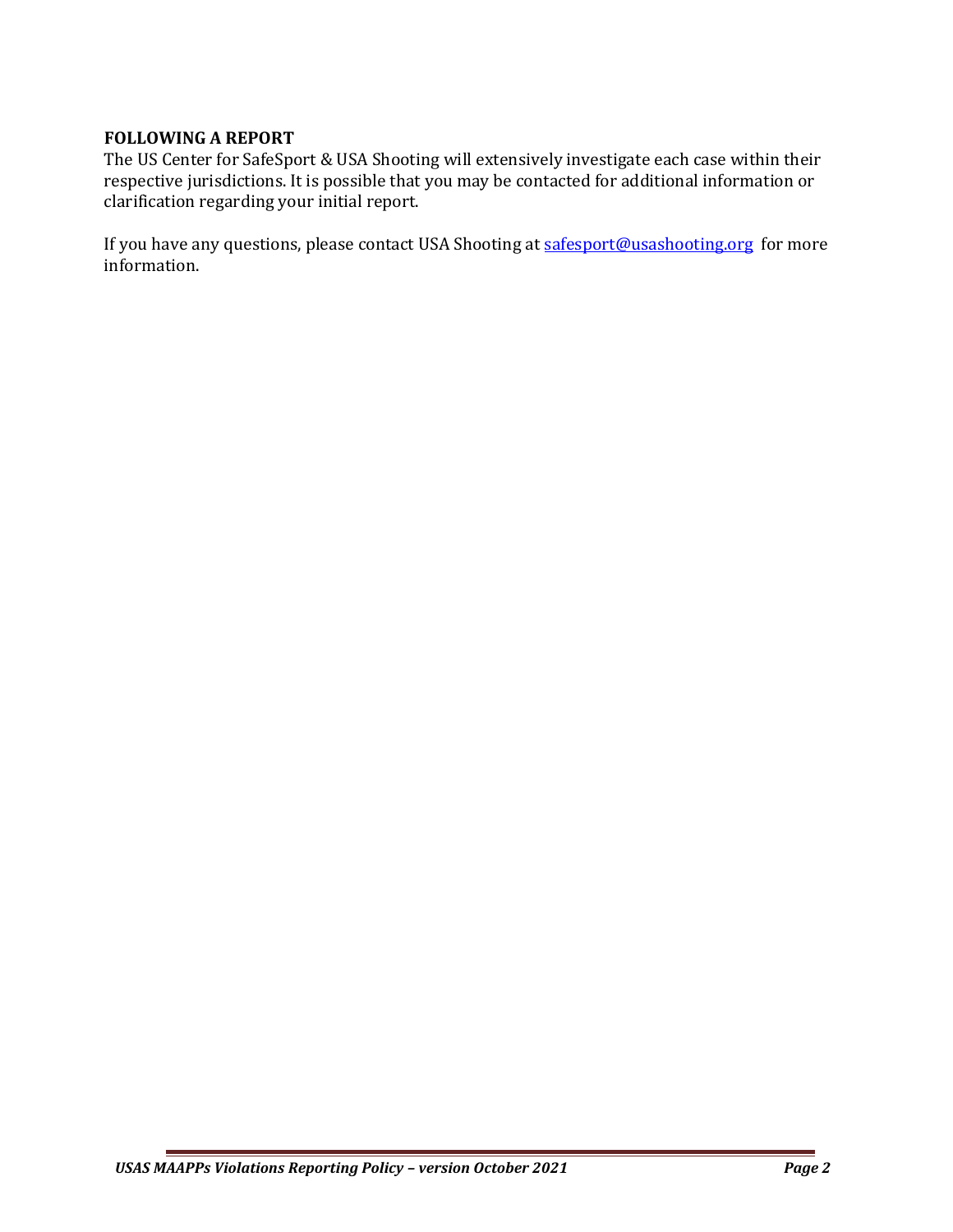## FOLLOWING A REPORT

The US Center for SafeSport & USA Shooting will extensively investigate each case within their respective jurisdictions. It is possible that you may be contacted for additional information or clarification regarding your initial report.

If you have any questions, please contact USA Shooting at [safesport@usashooting.org](mailto:safesport@usashooting.org) for more information.